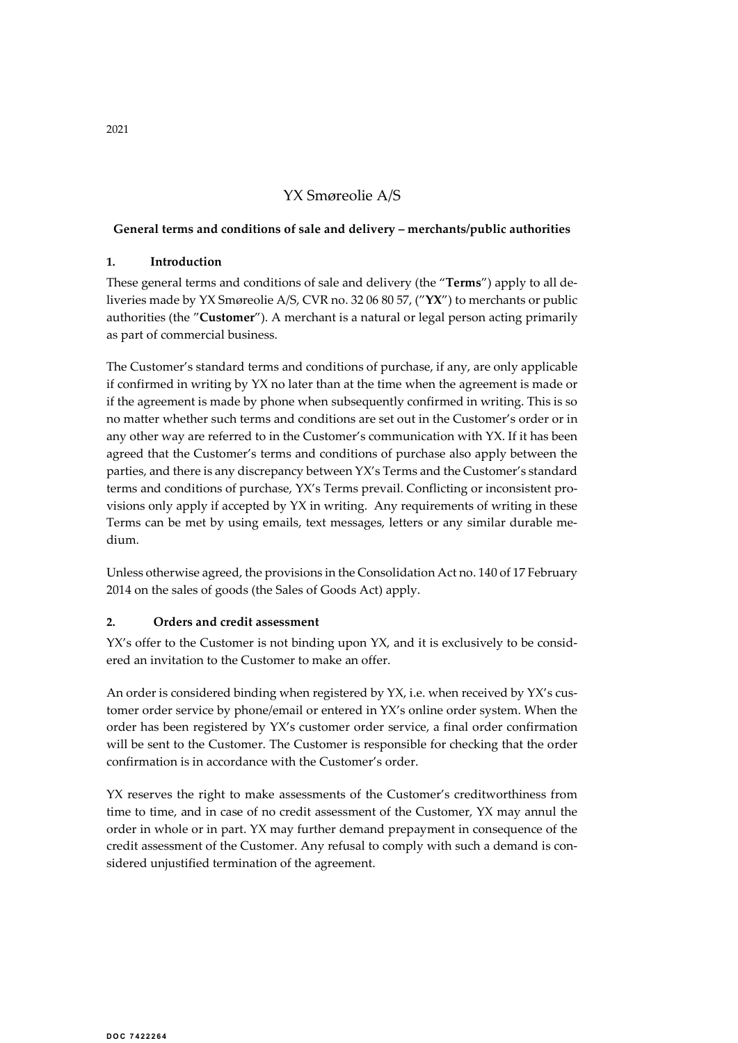2021

# YX Smøreolie A/S

## General terms and conditions of sale and delivery – merchants/public authorities

### 1. Introduction

These general terms and conditions of sale and delivery (the "**Terms**") apply to all deliveries made by YX Smøreolie A/S, CVR no. 32 06 80 57, ("**YX**") to merchants or public authorities (the "**Customer**"). A merchant is a natural or legal person acting primarily as part of commercial business.

The Customer's standard terms and conditions of purchase, if any, are only applicable if confirmed in writing by YX no later than at the time when the agreement is made or if the agreement is made by phone when subsequently confirmed in writing. This is so no matter whether such terms and conditions are set out in the Customer's order or in any other way are referred to in the Customer's communication with YX. If it has been agreed that the Customer's terms and conditions of purchase also apply between the parties, and there is any discrepancy between YX's Terms and the Customer's standard terms and conditions of purchase, YX's Terms prevail. Conflicting or inconsistent provisions only apply if accepted by YX in writing. Any requirements of writing in these Terms can be met by using emails, text messages, letters or any similar durable medium.

Unless otherwise agreed, the provisions in the Consolidation Act no. 140 of 17 February 2014 on the sales of goods (the Sales of Goods Act) apply.

### 2. Orders and credit assessment

YX's offer to the Customer is not binding upon YX, and it is exclusively to be considered an invitation to the Customer to make an offer.

An order is considered binding when registered by YX, i.e. when received by YX's customer order service by phone/email or entered in YX's online order system. When the order has been registered by YX's customer order service, a final order confirmation will be sent to the Customer. The Customer is responsible for checking that the order confirmation is in accordance with the Customer's order.

YX reserves the right to make assessments of the Customer's creditworthiness from time to time, and in case of no credit assessment of the Customer, YX may annul the order in whole or in part. YX may further demand prepayment in consequence of the credit assessment of the Customer. Any refusal to comply with such a demand is considered unjustified termination of the agreement.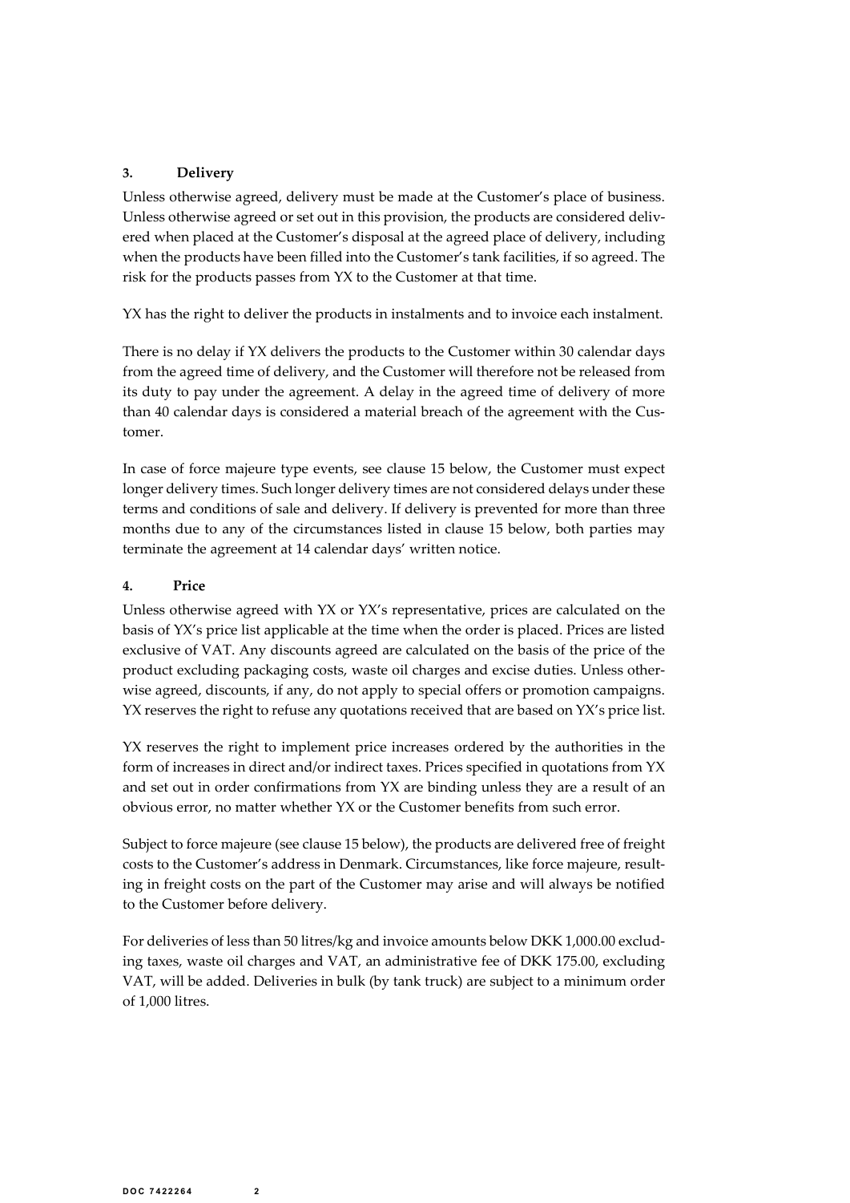## 3. Delivery

Unless otherwise agreed, delivery must be made at the Customer's place of business. Unless otherwise agreed or set out in this provision, the products are considered delivered when placed at the Customer's disposal at the agreed place of delivery, including when the products have been filled into the Customer's tank facilities, if so agreed. The risk for the products passes from YX to the Customer at that time.

YX has the right to deliver the products in instalments and to invoice each instalment.

There is no delay if YX delivers the products to the Customer within 30 calendar days from the agreed time of delivery, and the Customer will therefore not be released from its duty to pay under the agreement. A delay in the agreed time of delivery of more than 40 calendar days is considered a material breach of the agreement with the Customer.

In case of force majeure type events, see clause 15 below, the Customer must expect longer delivery times. Such longer delivery times are not considered delays under these terms and conditions of sale and delivery. If delivery is prevented for more than three months due to any of the circumstances listed in clause 15 below, both parties may terminate the agreement at 14 calendar days' written notice.

## 4. Price

Unless otherwise agreed with YX or YX's representative, prices are calculated on the basis of YX's price list applicable at the time when the order is placed. Prices are listed exclusive of VAT. Any discounts agreed are calculated on the basis of the price of the product excluding packaging costs, waste oil charges and excise duties. Unless otherwise agreed, discounts, if any, do not apply to special offers or promotion campaigns. YX reserves the right to refuse any quotations received that are based on YX's price list.

YX reserves the right to implement price increases ordered by the authorities in the form of increases in direct and/or indirect taxes. Prices specified in quotations from YX and set out in order confirmations from YX are binding unless they are a result of an obvious error, no matter whether YX or the Customer benefits from such error.

Subject to force majeure (see clause 15 below), the products are delivered free of freight costs to the Customer's address in Denmark. Circumstances, like force majeure, resulting in freight costs on the part of the Customer may arise and will always be notified to the Customer before delivery.

For deliveries of less than 50 litres/kg and invoice amounts below DKK 1,000.00 excluding taxes, waste oil charges and VAT, an administrative fee of DKK 175.00, excluding VAT, will be added. Deliveries in bulk (by tank truck) are subject to a minimum order of 1,000 litres.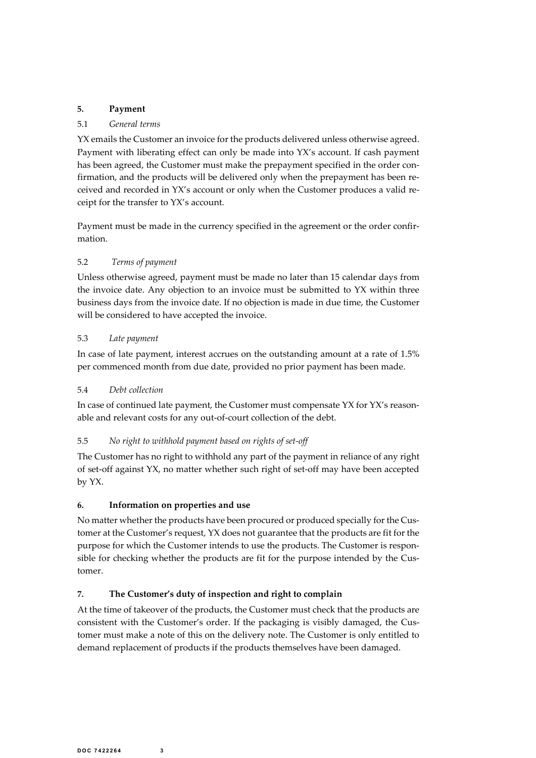## 5. Payment

### 5.1 *General terms*

YX emails the Customer an invoice for the products delivered unless otherwise agreed. Payment with liberating effect can only be made into YX's account. If cash payment has been agreed, the Customer must make the prepayment specified in the order confirmation, and the products will be delivered only when the prepayment has been received and recorded in YX's account or only when the Customer produces a valid receipt for the transfer to YX's account.

Payment must be made in the currency specified in the agreement or the order confirmation.

### 5.2 *Terms of payment*

Unless otherwise agreed, payment must be made no later than 15 calendar days from the invoice date. Any objection to an invoice must be submitted to YX within three business days from the invoice date. If no objection is made in due time, the Customer will be considered to have accepted the invoice.

### 5.3 *Late payment*

In case of late payment, interest accrues on the outstanding amount at a rate of 1.5% per commenced month from due date, provided no prior payment has been made.

### 5.4 *Debt collection*

In case of continued late payment, the Customer must compensate YX for YX's reasonable and relevant costs for any out-of-court collection of the debt.

### 5.5 *No right to withhold payment based on rights of set-off*

The Customer has no right to withhold any part of the payment in reliance of any right of set-off against YX, no matter whether such right of set-off may have been accepted by YX.

## 6. Information on properties and use

No matter whether the products have been procured or produced specially for the Customer at the Customer's request, YX does not guarantee that the products are fit for the purpose for which the Customer intends to use the products. The Customer is responsible for checking whether the products are fit for the purpose intended by the Customer.

## 7. The Customer's duty of inspection and right to complain

At the time of takeover of the products, the Customer must check that the products are consistent with the Customer's order. If the packaging is visibly damaged, the Customer must make a note of this on the delivery note. The Customer is only entitled to demand replacement of products if the products themselves have been damaged.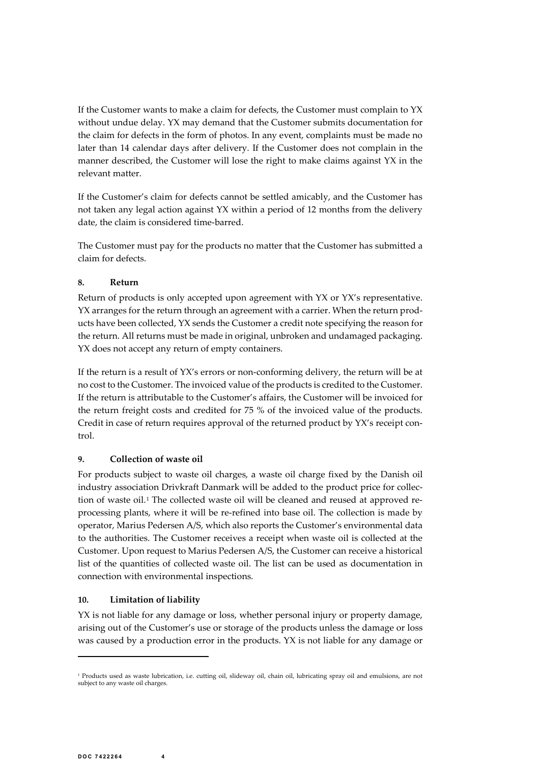If the Customer wants to make a claim for defects, the Customer must complain to YX without undue delay. YX may demand that the Customer submits documentation for the claim for defects in the form of photos. In any event, complaints must be made no later than 14 calendar days after delivery. If the Customer does not complain in the manner described, the Customer will lose the right to make claims against YX in the relevant matter.

If the Customer's claim for defects cannot be settled amicably, and the Customer has not taken any legal action against YX within a period of 12 months from the delivery date, the claim is considered time-barred.

The Customer must pay for the products no matter that the Customer has submitted a claim for defects.

## 8. Return

Return of products is only accepted upon agreement with YX or YX's representative. YX arranges for the return through an agreement with a carrier. When the return products have been collected, YX sends the Customer a credit note specifying the reason for the return. All returns must be made in original, unbroken and undamaged packaging. YX does not accept any return of empty containers.

If the return is a result of YX's errors or non-conforming delivery, the return will be at no cost to the Customer. The invoiced value of the products is credited to the Customer. If the return is attributable to the Customer's affairs, the Customer will be invoiced for the return freight costs and credited for 75 % of the invoiced value of the products. Credit in case of return requires approval of the returned product by YX's receipt control.

## 9. Collection of waste oil

For products subject to waste oil charges, a waste oil charge fixed by the Danish oil industry association Drivkraft Danmark will be added to the product price for collection of waste oil.[1] The collected waste oil will be cleaned and reused at approved reprocessing plants, where it will be re-refined into base oil. The collection is made by operator, Marius Pedersen A/S, which also reports the Customer's environmental data to the authorities. The Customer receives a receipt when waste oil is collected at the Customer. Upon request to Marius Pedersen A/S, the Customer can receive a historical list of the quantities of collected waste oil. The list can be used as documentation in connection with environmental inspections.

## 10. Limitation of liability

YX is not liable for any damage or loss, whether personal injury or property damage, arising out of the Customer's use or storage of the products unless the damage or loss was caused by a production error in the products. YX is not liable for any damage or

[1] Products used as waste lubrication, i.e. cutting oil, slideway oil, chain oil, lubricating spray oil and emulsions, are not subject to any waste oil charges.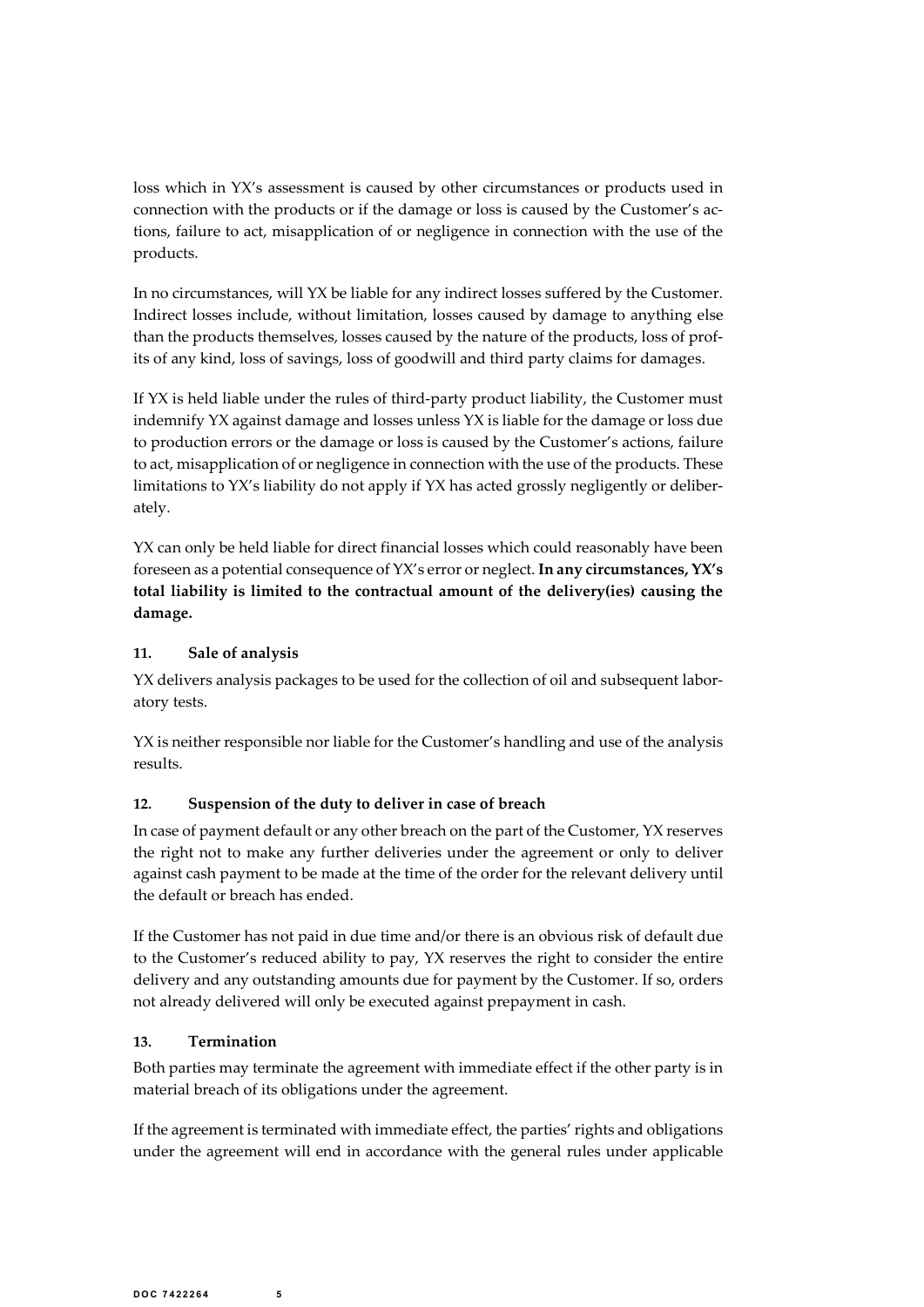loss which in YX's assessment is caused by other circumstances or products used in connection with the products or if the damage or loss is caused by the Customer's actions, failure to act, misapplication of or negligence in connection with the use of the products.

In no circumstances, will YX be liable for any indirect losses suffered by the Customer. Indirect losses include, without limitation, losses caused by damage to anything else than the products themselves, losses caused by the nature of the products, loss of profits of any kind, loss of savings, loss of goodwill and third party claims for damages.

If YX is held liable under the rules of third-party product liability, the Customer must indemnify YX against damage and losses unless YX is liable for the damage or loss due to production errors or the damage or loss is caused by the Customer's actions, failure to act, misapplication of or negligence in connection with the use of the products. These limitations to YX's liability do not apply if YX has acted grossly negligently or deliberately.

YX can only be held liable for direct financial losses which could reasonably have been foreseen as a potential consequence of YX's error or neglect. **In any circumstances, YX's total liability is limited to the contractual amount of the delivery(ies) causing the damage.**

### 11. Sale of analysis

YX delivers analysis packages to be used for the collection of oil and subsequent laboratory tests.

YX is neither responsible nor liable for the Customer's handling and use of the analysis results.

### 12. Suspension of the duty to deliver in case of breach

In case of payment default or any other breach on the part of the Customer, YX reserves the right not to make any further deliveries under the agreement or only to deliver against cash payment to be made at the time of the order for the relevant delivery until the default or breach has ended.

If the Customer has not paid in due time and/or there is an obvious risk of default due to the Customer's reduced ability to pay, YX reserves the right to consider the entire delivery and any outstanding amounts due for payment by the Customer. If so, orders not already delivered will only be executed against prepayment in cash.

### 13. Termination

Both parties may terminate the agreement with immediate effect if the other party is in material breach of its obligations under the agreement.

If the agreement is terminated with immediate effect, the parties' rights and obligations under the agreement will end in accordance with the general rules under applicable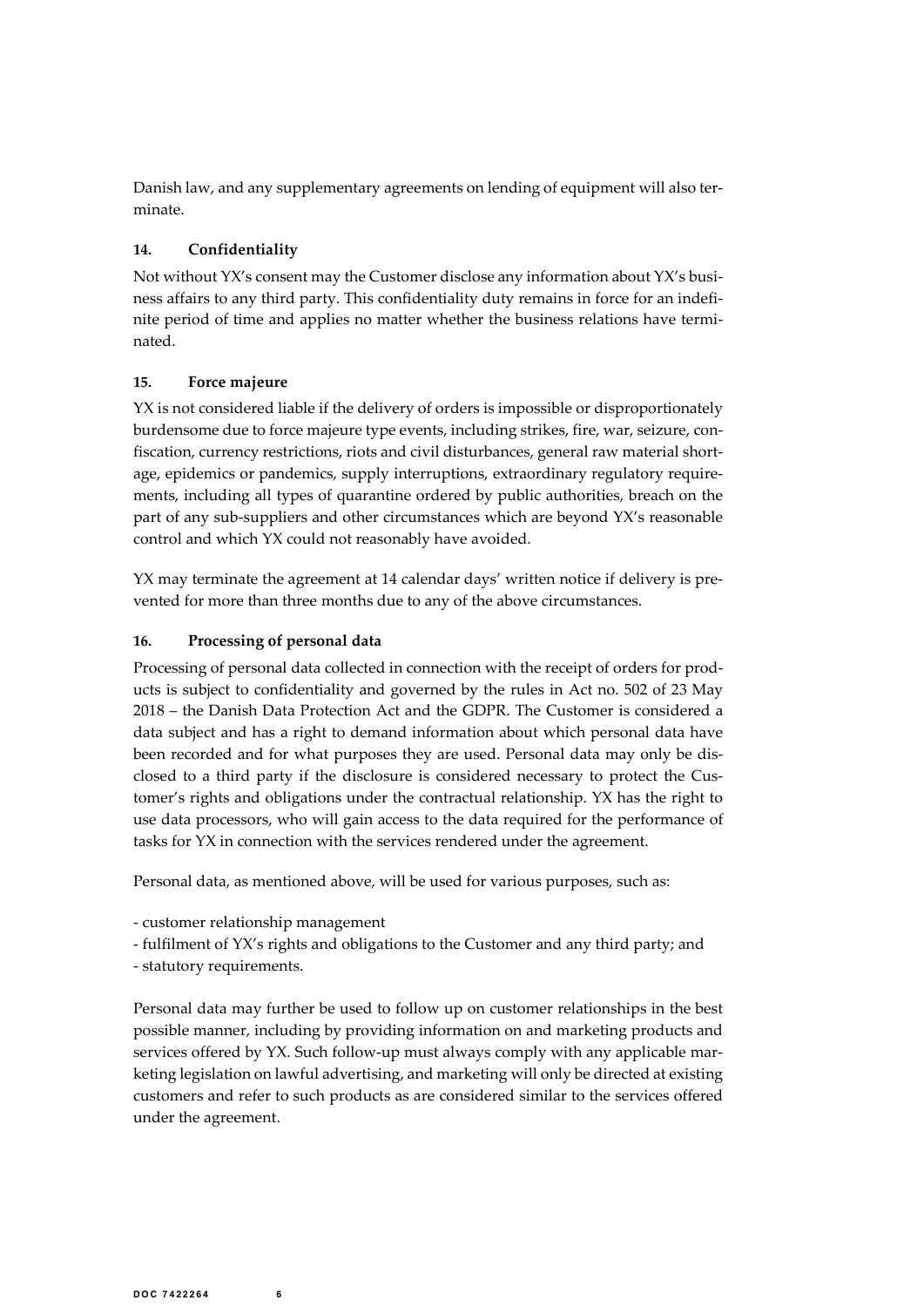Danish law, and any supplementary agreements on lending of equipment will also terminate.

### 14. Confidentiality

Not without YX's consent may the Customer disclose any information about YX's business affairs to any third party. This confidentiality duty remains in force for an indefinite period of time and applies no matter whether the business relations have terminated.

### 15. Force majeure

YX is not considered liable if the delivery of orders is impossible or disproportionately burdensome due to force majeure type events, including strikes, fire, war, seizure, confiscation, currency restrictions, riots and civil disturbances, general raw material shortage, epidemics or pandemics, supply interruptions, extraordinary regulatory requirements, including all types of quarantine ordered by public authorities, breach on the part of any sub-suppliers and other circumstances which are beyond YX's reasonable control and which YX could not reasonably have avoided.

YX may terminate the agreement at 14 calendar days' written notice if delivery is prevented for more than three months due to any of the above circumstances.

### 16. Processing of personal data

Processing of personal data collected in connection with the receipt of orders for products is subject to confidentiality and governed by the rules in Act no. 502 of 23 May 2018 – the Danish Data Protection Act and the GDPR. The Customer is considered a data subject and has a right to demand information about which personal data have been recorded and for what purposes they are used. Personal data may only be disclosed to a third party if the disclosure is considered necessary to protect the Customer's rights and obligations under the contractual relationship. YX has the right to use data processors, who will gain access to the data required for the performance of tasks for YX in connection with the services rendered under the agreement.

Personal data, as mentioned above, will be used for various purposes, such as:

- customer relationship management
- fulfilment of YX's rights and obligations to the Customer and any third party; and
- statutory requirements.

Personal data may further be used to follow up on customer relationships in the best possible manner, including by providing information on and marketing products and services offered by YX. Such follow-up must always comply with any applicable marketing legislation on lawful advertising, and marketing will only be directed at existing customers and refer to such products as are considered similar to the services offered under the agreement.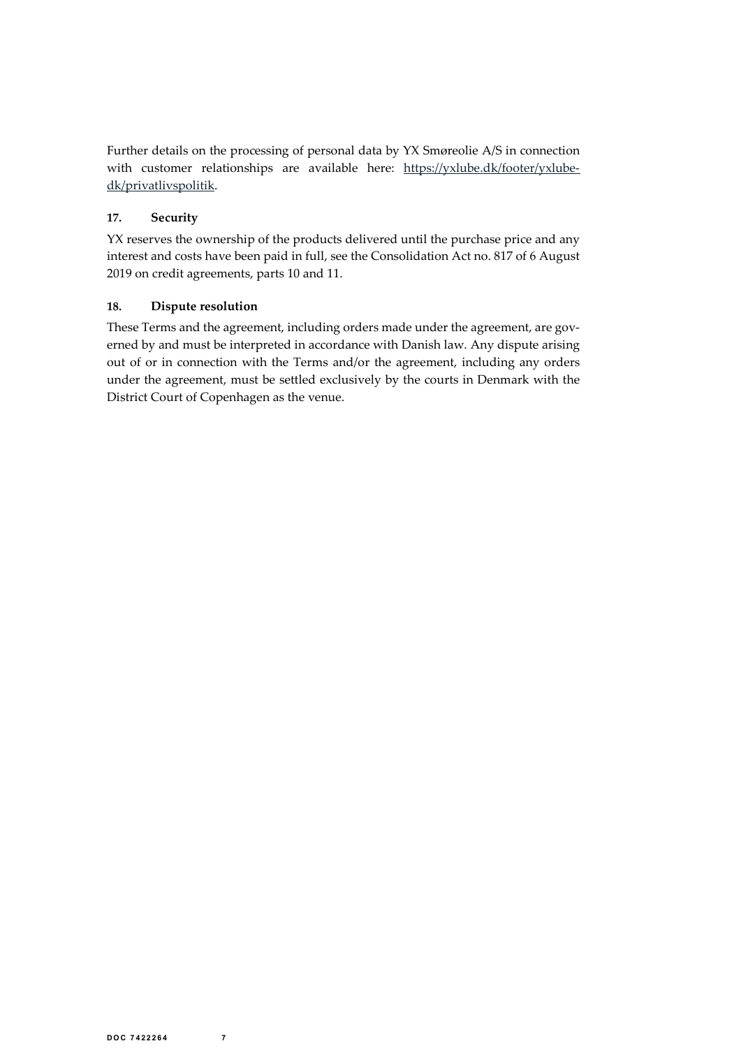Further details on the processing of personal data by YX Smøreolie A/S in connection with customer relationships are available here: [https://yxlube.dk/footer/yxlube-dk/privatlivspolitik](https://yxlube.dk/footer/yxlube-dk/privatlivspolitik).

### 17. Security

YX reserves the ownership of the products delivered until the purchase price and any interest and costs have been paid in full, see the Consolidation Act no. 817 of 6 August 2019 on credit agreements, parts 10 and 11.

### 18. Dispute resolution

These Terms and the agreement, including orders made under the agreement, are governed by and must be interpreted in accordance with Danish law. Any dispute arising out of or in connection with the Terms and/or the agreement, including any orders under the agreement, must be settled exclusively by the courts in Denmark with the District Court of Copenhagen as the venue.